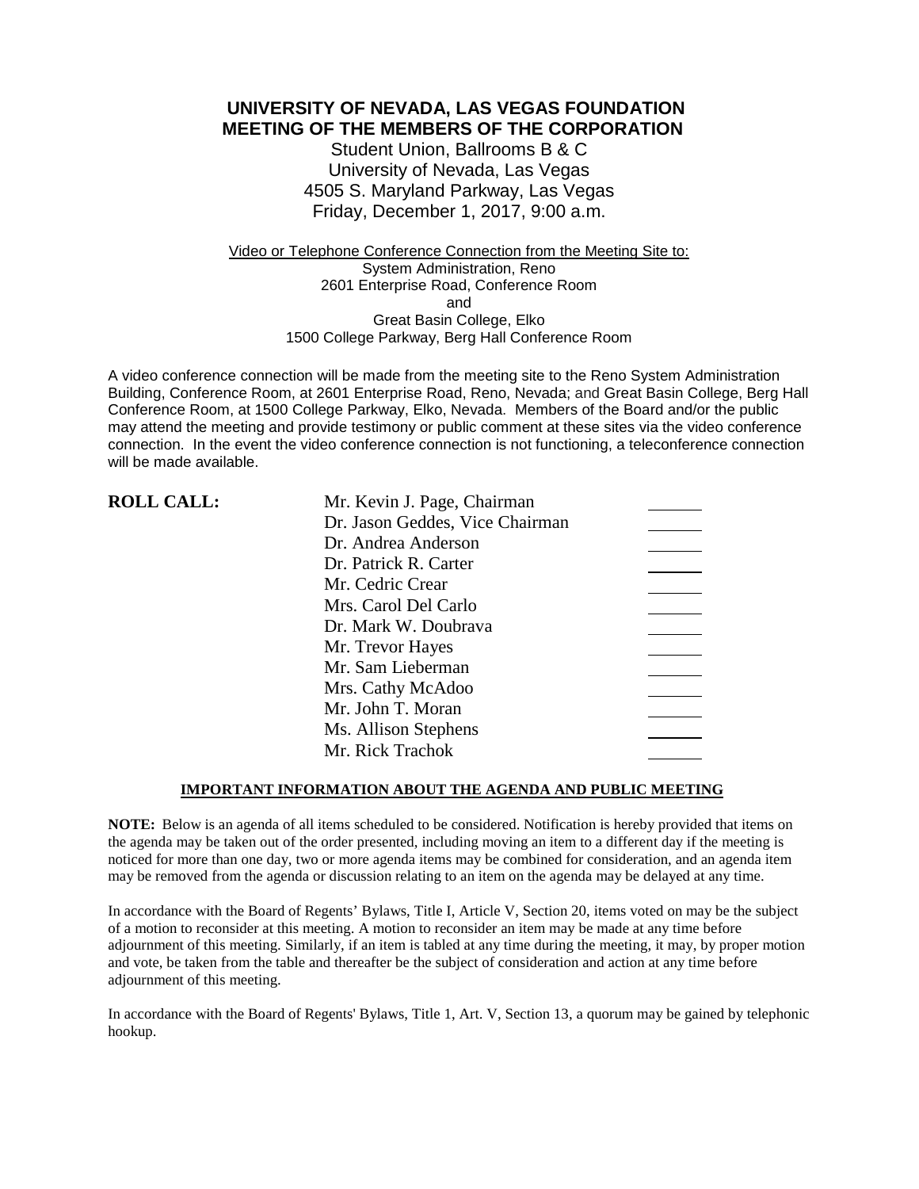# UNIVERSITY OF NEVADA, LAS VEGAS FOUNDATION
# MEETING OF THE MEMBERS OF THE CORPORATION

Student Union, Ballrooms B & C
University of Nevada, Las Vegas
4505 S. Maryland Parkway, Las Vegas
Friday, December 1, 2017, 9:00 a.m.

Video or Telephone Conference Connection from the Meeting Site to:
System Administration, Reno
2601 Enterprise Road, Conference Room
and
Great Basin College, Elko
1500 College Parkway, Berg Hall Conference Room

A video conference connection will be made from the meeting site to the Reno System Administration Building, Conference Room, at 2601 Enterprise Road, Reno, Nevada; and Great Basin College, Berg Hall Conference Room, at 1500 College Parkway, Elko, Nevada. Members of the Board and/or the public may attend the meeting and provide testimony or public comment at these sites via the video conference connection. In the event the video conference connection is not functioning, a teleconference connection will be made available.

**ROLL CALL:**

| | |
|---|---|
| Mr. Kevin J. Page, Chairman | ______ |
| Dr. Jason Geddes, Vice Chairman | ______ |
| Dr. Andrea Anderson | ______ |
| Dr. Patrick R. Carter | ______ |
| Mr. Cedric Crear | ______ |
| Mrs. Carol Del Carlo | ______ |
| Dr. Mark W. Doubrava | ______ |
| Mr. Trevor Hayes | ______ |
| Mr. Sam Lieberman | ______ |
| Mrs. Cathy McAdoo | ______ |
| Mr. John T. Moran | ______ |
| Ms. Allison Stephens | ______ |
| Mr. Rick Trachok | ______ |

**IMPORTANT INFORMATION ABOUT THE AGENDA AND PUBLIC MEETING**

**NOTE:** Below is an agenda of all items scheduled to be considered. Notification is hereby provided that items on the agenda may be taken out of the order presented, including moving an item to a different day if the meeting is noticed for more than one day, two or more agenda items may be combined for consideration, and an agenda item may be removed from the agenda or discussion relating to an item on the agenda may be delayed at any time.

In accordance with the Board of Regents' Bylaws, Title I, Article V, Section 20, items voted on may be the subject of a motion to reconsider at this meeting. A motion to reconsider an item may be made at any time before adjournment of this meeting. Similarly, if an item is tabled at any time during the meeting, it may, by proper motion and vote, be taken from the table and thereafter be the subject of consideration and action at any time before adjournment of this meeting.

In accordance with the Board of Regents' Bylaws, Title 1, Art. V, Section 13, a quorum may be gained by telephonic hookup.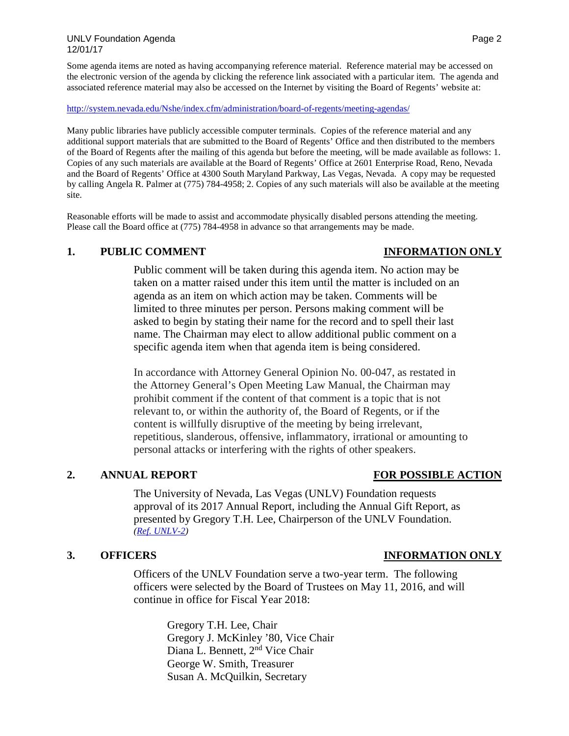Some agenda items are noted as having accompanying reference material. Reference material may be accessed on the electronic version of the agenda by clicking the reference link associated with a particular item. The agenda and associated reference material may also be accessed on the Internet by visiting the Board of Regents' website at:

http://system.nevada.edu/Nshe/index.cfm/administration/board-of-regents/meeting-agendas/

Many public libraries have publicly accessible computer terminals. Copies of the reference material and any additional support materials that are submitted to the Board of Regents' Office and then distributed to the members of the Board of Regents after the mailing of this agenda but before the meeting, will be made available as follows: 1. Copies of any such materials are available at the Board of Regents' Office at 2601 Enterprise Road, Reno, Nevada and the Board of Regents' Office at 4300 South Maryland Parkway, Las Vegas, Nevada. A copy may be requested by calling Angela R. Palmer at (775) 784-4958; 2. Copies of any such materials will also be available at the meeting site.

Reasonable efforts will be made to assist and accommodate physically disabled persons attending the meeting. Please call the Board office at (775) 784-4958 in advance so that arrangements may be made.

## 1. PUBLIC COMMENT — INFORMATION ONLY

Public comment will be taken during this agenda item. No action may be taken on a matter raised under this item until the matter is included on an agenda as an item on which action may be taken. Comments will be limited to three minutes per person. Persons making comment will be asked to begin by stating their name for the record and to spell their last name. The Chairman may elect to allow additional public comment on a specific agenda item when that agenda item is being considered.

In accordance with Attorney General Opinion No. 00-047, as restated in the Attorney General's Open Meeting Law Manual, the Chairman may prohibit comment if the content of that comment is a topic that is not relevant to, or within the authority of, the Board of Regents, or if the content is willfully disruptive of the meeting by being irrelevant, repetitious, slanderous, offensive, inflammatory, irrational or amounting to personal attacks or interfering with the rights of other speakers.

## 2. ANNUAL REPORT — FOR POSSIBLE ACTION

The University of Nevada, Las Vegas (UNLV) Foundation requests approval of its 2017 Annual Report, including the Annual Gift Report, as presented by Gregory T.H. Lee, Chairperson of the UNLV Foundation. *(Ref. UNLV-2)*

## 3. OFFICERS — INFORMATION ONLY

Officers of the UNLV Foundation serve a two-year term. The following officers were selected by the Board of Trustees on May 11, 2016, and will continue in office for Fiscal Year 2018:

Gregory T.H. Lee, Chair
Gregory J. McKinley '80, Vice Chair
Diana L. Bennett, 2nd Vice Chair
George W. Smith, Treasurer
Susan A. McQuilkin, Secretary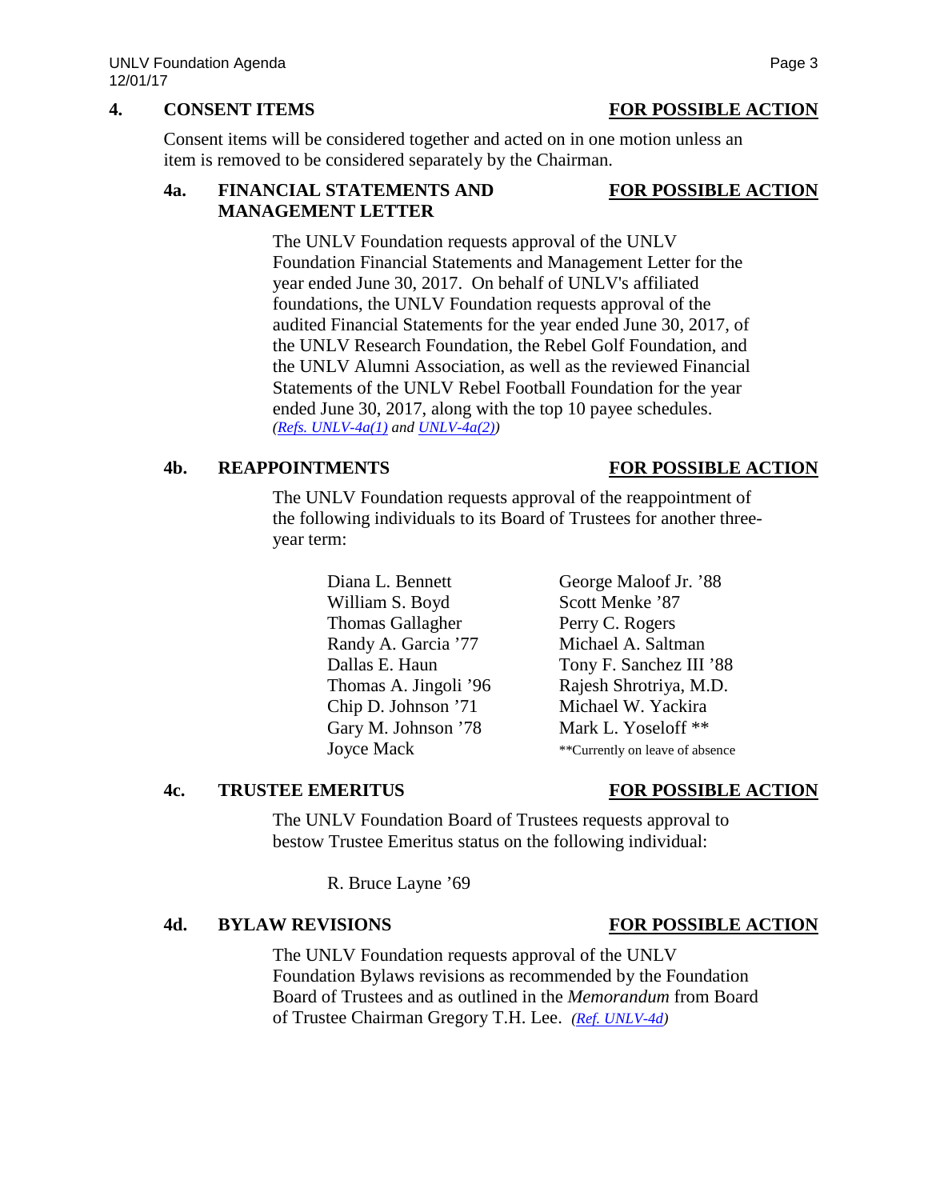## 4. CONSENT ITEMS — FOR POSSIBLE ACTION

Consent items will be considered together and acted on in one motion unless an item is removed to be considered separately by the Chairman.

### 4a. FINANCIAL STATEMENTS AND MANAGEMENT LETTER — FOR POSSIBLE ACTION

The UNLV Foundation requests approval of the UNLV Foundation Financial Statements and Management Letter for the year ended June 30, 2017. On behalf of UNLV's affiliated foundations, the UNLV Foundation requests approval of the audited Financial Statements for the year ended June 30, 2017, of the UNLV Research Foundation, the Rebel Golf Foundation, and the UNLV Alumni Association, as well as the reviewed Financial Statements of the UNLV Rebel Football Foundation for the year ended June 30, 2017, along with the top 10 payee schedules. *(Refs. UNLV-4a(1) and UNLV-4a(2))*

### 4b. REAPPOINTMENTS — FOR POSSIBLE ACTION

The UNLV Foundation requests approval of the reappointment of the following individuals to its Board of Trustees for another three-year term:

- Diana L. Bennett
- William S. Boyd
- Thomas Gallagher
- Randy A. Garcia '77
- Dallas E. Haun
- Thomas A. Jingoli '96
- Chip D. Johnson '71
- Gary M. Johnson '78
- Joyce Mack
- George Maloof Jr. '88
- Scott Menke '87
- Perry C. Rogers
- Michael A. Saltman
- Tony F. Sanchez III '88
- Rajesh Shrotriya, M.D.
- Michael W. Yackira
- Mark L. Yoseloff **

**Currently on leave of absence

### 4c. TRUSTEE EMERITUS — FOR POSSIBLE ACTION

The UNLV Foundation Board of Trustees requests approval to bestow Trustee Emeritus status on the following individual:

R. Bruce Layne '69

### 4d. BYLAW REVISIONS — FOR POSSIBLE ACTION

The UNLV Foundation requests approval of the UNLV Foundation Bylaws revisions as recommended by the Foundation Board of Trustees and as outlined in the *Memorandum* from Board of Trustee Chairman Gregory T.H. Lee. *(Ref. UNLV-4d)*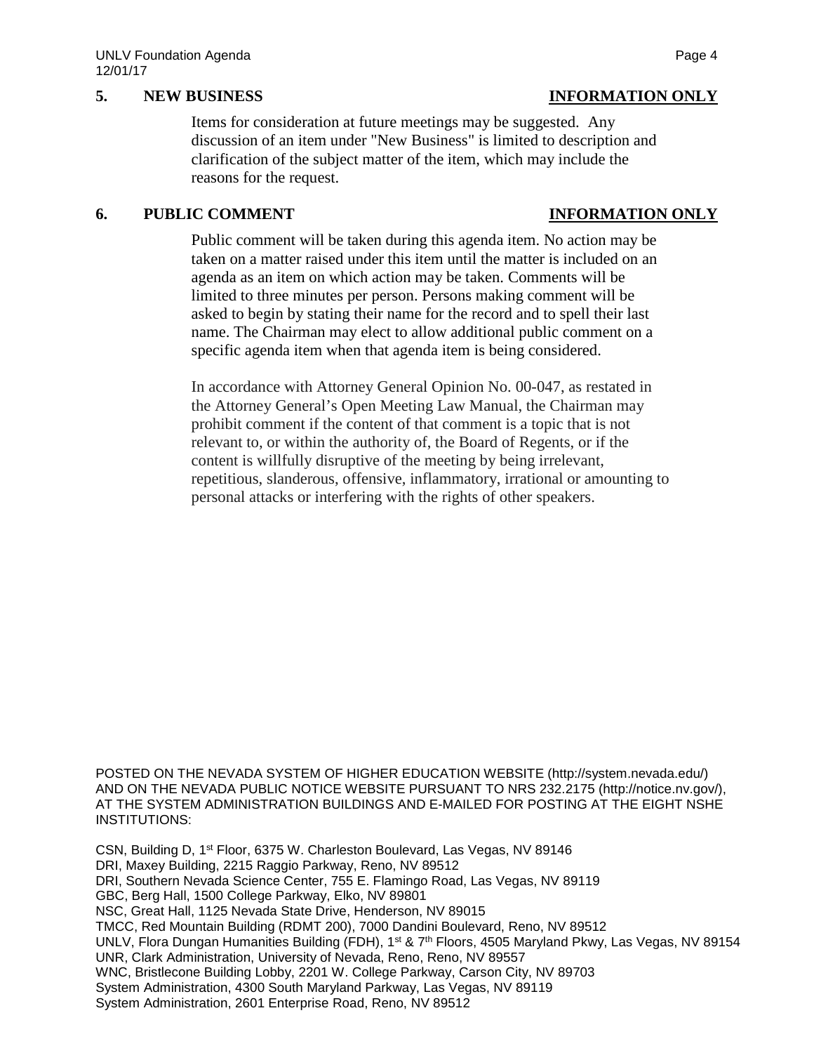## 5. NEW BUSINESS **INFORMATION ONLY**

Items for consideration at future meetings may be suggested. Any discussion of an item under "New Business" is limited to description and clarification of the subject matter of the item, which may include the reasons for the request.

## 6. PUBLIC COMMENT **INFORMATION ONLY**

Public comment will be taken during this agenda item. No action may be taken on a matter raised under this item until the matter is included on an agenda as an item on which action may be taken. Comments will be limited to three minutes per person. Persons making comment will be asked to begin by stating their name for the record and to spell their last name. The Chairman may elect to allow additional public comment on a specific agenda item when that agenda item is being considered.

In accordance with Attorney General Opinion No. 00-047, as restated in the Attorney General's Open Meeting Law Manual, the Chairman may prohibit comment if the content of that comment is a topic that is not relevant to, or within the authority of, the Board of Regents, or if the content is willfully disruptive of the meeting by being irrelevant, repetitious, slanderous, offensive, inflammatory, irrational or amounting to personal attacks or interfering with the rights of other speakers.

POSTED ON THE NEVADA SYSTEM OF HIGHER EDUCATION WEBSITE (http://system.nevada.edu/) AND ON THE NEVADA PUBLIC NOTICE WEBSITE PURSUANT TO NRS 232.2175 (http://notice.nv.gov/), AT THE SYSTEM ADMINISTRATION BUILDINGS AND E-MAILED FOR POSTING AT THE EIGHT NSHE INSTITUTIONS:

CSN, Building D, 1st Floor, 6375 W. Charleston Boulevard, Las Vegas, NV 89146
DRI, Maxey Building, 2215 Raggio Parkway, Reno, NV 89512
DRI, Southern Nevada Science Center, 755 E. Flamingo Road, Las Vegas, NV 89119
GBC, Berg Hall, 1500 College Parkway, Elko, NV 89801
NSC, Great Hall, 1125 Nevada State Drive, Henderson, NV 89015
TMCC, Red Mountain Building (RDMT 200), 7000 Dandini Boulevard, Reno, NV 89512
UNLV, Flora Dungan Humanities Building (FDH), 1st & 7th Floors, 4505 Maryland Pkwy, Las Vegas, NV 89154
UNR, Clark Administration, University of Nevada, Reno, Reno, NV 89557
WNC, Bristlecone Building Lobby, 2201 W. College Parkway, Carson City, NV 89703
System Administration, 4300 South Maryland Parkway, Las Vegas, NV 89119
System Administration, 2601 Enterprise Road, Reno, NV 89512